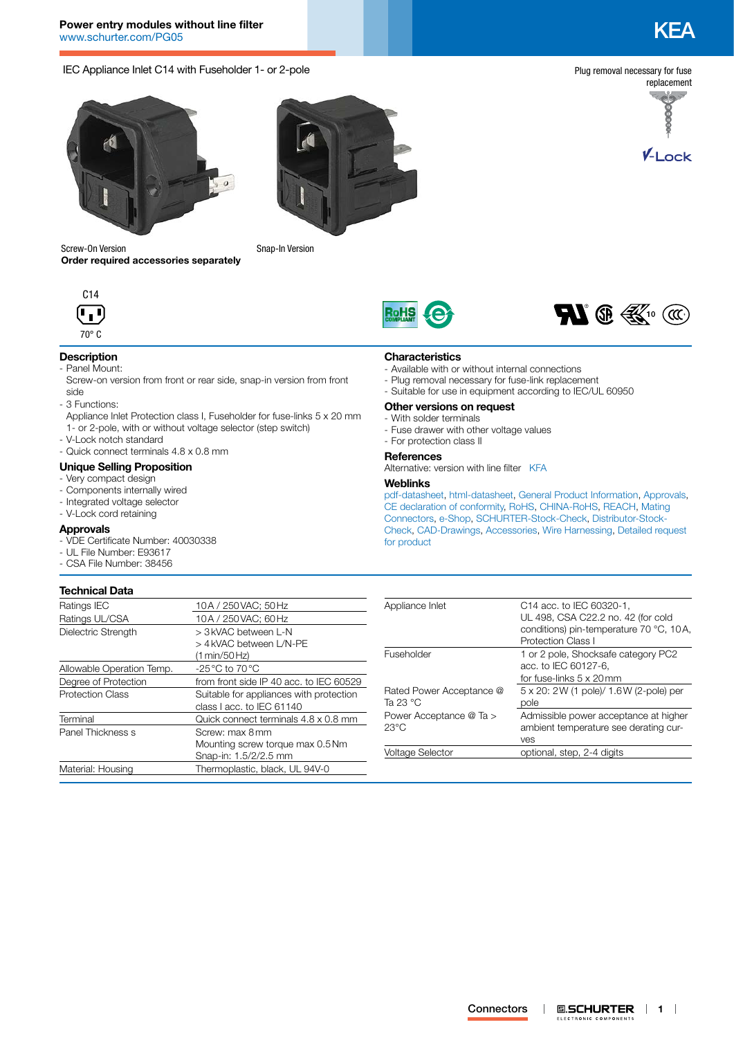**Power entry modules without line filter**
www.schurter.com/PG05

# KEA

IEC Appliance Inlet C14 with Fuseholder 1- or 2-pole

Plug removal necessary for fuse replacement

V-Lock

Screw-On Version

**Order required accessories separately**

Snap-In Version

C14

70° C

## Description

- Panel Mount:
  Screw-on version from front or rear side, snap-in version from front side
- 3 Functions:
  Appliance Inlet Protection class I, Fuseholder for fuse-links 5 x 20 mm 1- or 2-pole, with or without voltage selector (step switch)
- V-Lock notch standard
- Quick connect terminals 4.8 x 0.8 mm

## Unique Selling Proposition

- Very compact design
- Components internally wired
- Integrated voltage selector
- V-Lock cord retaining

## Approvals

- VDE Certificate Number: 40030338
- UL File Number: E93617
- CSA File Number: 38456

## Characteristics

- Available with or without internal connections
- Plug removal necessary for fuse-link replacement
- Suitable for use in equipment according to IEC/UL 60950

## Other versions on request

- With solder terminals
- Fuse drawer with other voltage values
- For protection class II

## References

Alternative: version with line filter KFA

## Weblinks

pdf-datasheet, html-datasheet, General Product Information, Approvals, CE declaration of conformity, RoHS, CHINA-RoHS, REACH, Mating Connectors, e-Shop, SCHURTER-Stock-Check, Distributor-Stock-Check, CAD-Drawings, Accessories, Wire Harnessing, Detailed request for product

## Technical Data

| | |
|---|---|
| Ratings IEC | 10 A / 250 VAC; 50 Hz |
| Ratings UL/CSA | 10 A / 250 VAC; 60 Hz |
| Dielectric Strength | > 3 kVAC between L-N<br>> 4 kVAC between L/N-PE<br>(1 min/50 Hz) |
| Allowable Operation Temp. | -25 °C to 70 °C |
| Degree of Protection | from front side IP 40 acc. to IEC 60529 |
| Protection Class | Suitable for appliances with protection class I acc. to IEC 61140 |
| Terminal | Quick connect terminals 4.8 x 0.8 mm |
| Panel Thickness s | Screw: max 8 mm<br>Mounting screw torque max 0.5 Nm<br>Snap-in: 1.5/2/2.5 mm |
| Material: Housing | Thermoplastic, black, UL 94V-0 |

| | |
|---|---|
| Appliance Inlet | C14 acc. to IEC 60320-1,<br>UL 498, CSA C22.2 no. 42 (for cold conditions) pin-temperature 70 °C, 10 A, Protection Class I |
| Fuseholder | 1 or 2 pole, Shocksafe category PC2 acc. to IEC 60127-6,<br>for fuse-links 5 x 20 mm |
| Rated Power Acceptance @ Ta 23 °C | 5 x 20: 2 W (1 pole)/ 1.6 W (2-pole) per pole |
| Power Acceptance @ Ta > 23°C | Admissible power acceptance at higher ambient temperature see derating curves |
| Voltage Selector | optional, step, 2-4 digits |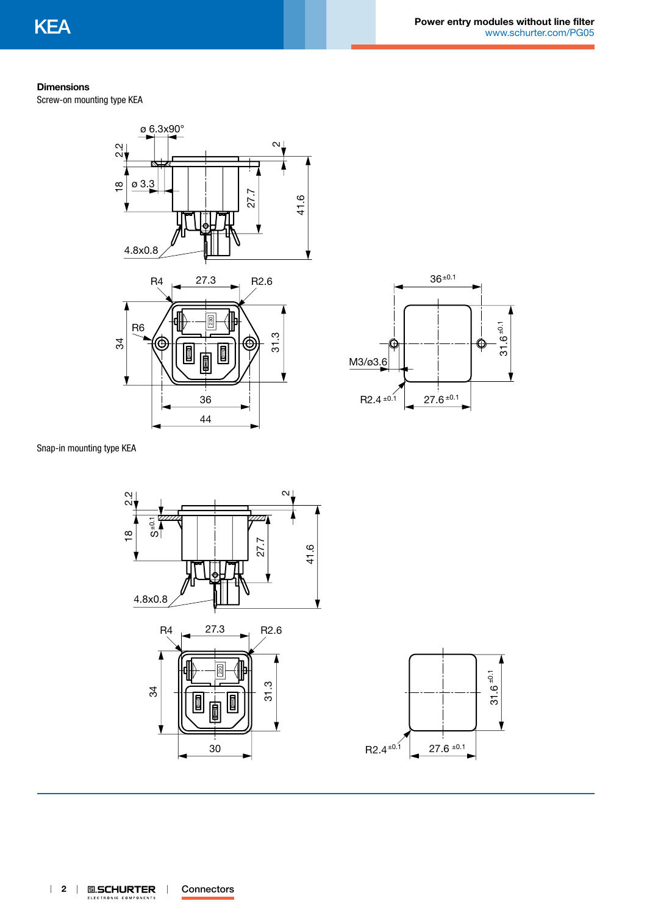## Dimensions

Screw-on mounting type KEA

Snap-in mounting type KEA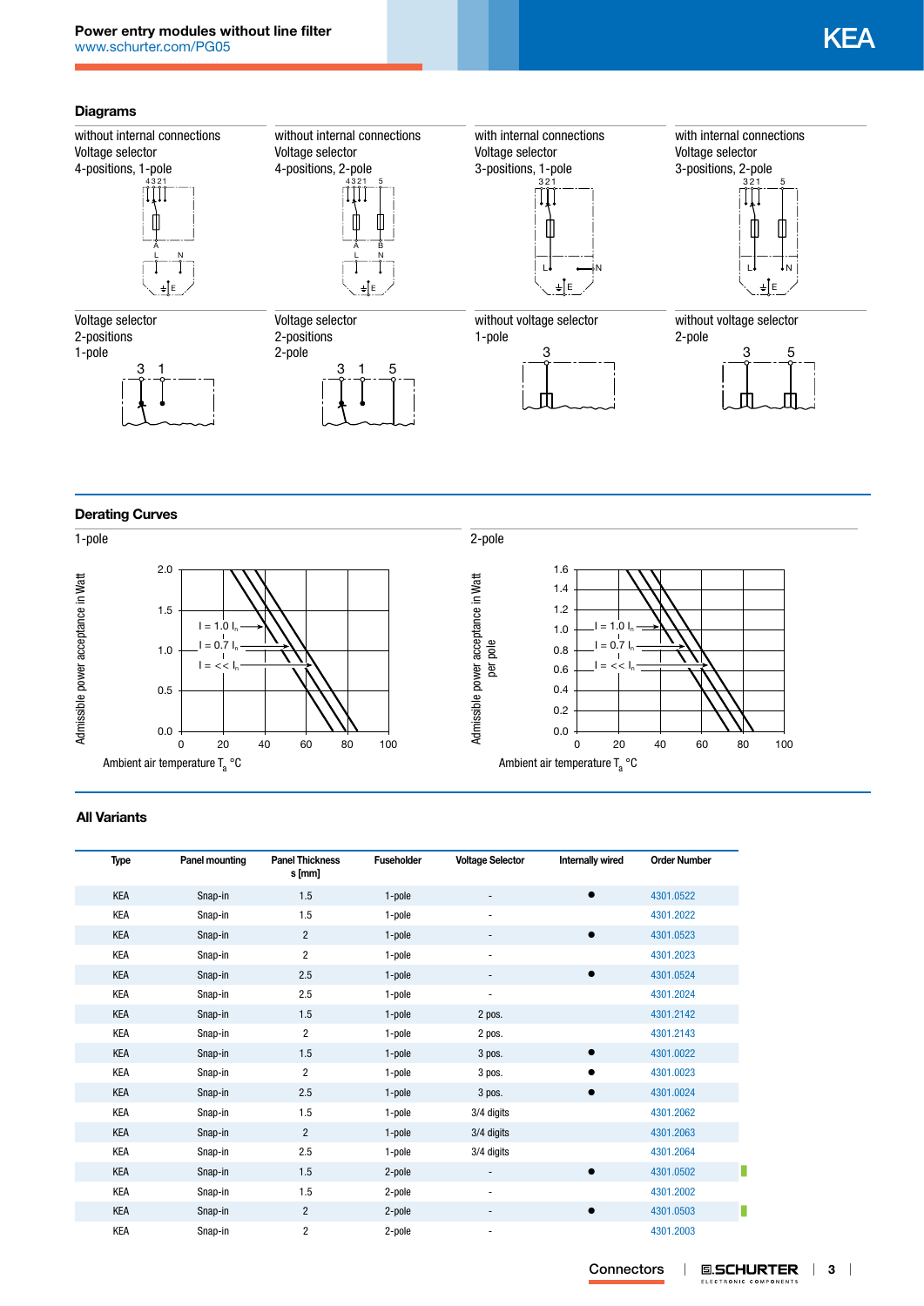**Power entry modules without line filter**
www.schurter.com/PG05

# KEA

## Diagrams

without internal connections
Voltage selector
4-positions, 1-pole

without internal connections
Voltage selector
4-positions, 2-pole

with internal connections
Voltage selector
3-positions, 1-pole

with internal connections
Voltage selector
3-positions, 2-pole

Voltage selector
2-positions
1-pole

Voltage selector
2-positions
2-pole

without voltage selector
1-pole

without voltage selector
2-pole

## Derating Curves

1-pole

2-pole

Admissible power acceptance in Watt

Admissible power acceptance in Watt per pole

$I = 1.0\ I_n$

$I = 0.7\ I_n$

$I = << I_n$

Ambient air temperature $T_a$ °C

## All Variants

| Type | Panel mounting | Panel Thickness s [mm] | Fuseholder | Voltage Selector | Internally wired | Order Number |
|---|---|---|---|---|---|---|
| KEA | Snap-in | 1.5 | 1-pole | - | ● | 4301.0522 |
| KEA | Snap-in | 1.5 | 1-pole | - | | 4301.2022 |
| KEA | Snap-in | 2 | 1-pole | - | ● | 4301.0523 |
| KEA | Snap-in | 2 | 1-pole | - | | 4301.2023 |
| KEA | Snap-in | 2.5 | 1-pole | - | ● | 4301.0524 |
| KEA | Snap-in | 2.5 | 1-pole | - | | 4301.2024 |
| KEA | Snap-in | 1.5 | 1-pole | 2 pos. | | 4301.2142 |
| KEA | Snap-in | 2 | 1-pole | 2 pos. | | 4301.2143 |
| KEA | Snap-in | 1.5 | 1-pole | 3 pos. | ● | 4301.0022 |
| KEA | Snap-in | 2 | 1-pole | 3 pos. | ● | 4301.0023 |
| KEA | Snap-in | 2.5 | 1-pole | 3 pos. | ● | 4301.0024 |
| KEA | Snap-in | 1.5 | 1-pole | 3/4 digits | | 4301.2062 |
| KEA | Snap-in | 2 | 1-pole | 3/4 digits | | 4301.2063 |
| KEA | Snap-in | 2.5 | 1-pole | 3/4 digits | | 4301.2064 |
| KEA | Snap-in | 1.5 | 2-pole | - | ● | 4301.0502 |
| KEA | Snap-in | 1.5 | 2-pole | - | | 4301.2002 |
| KEA | Snap-in | 2 | 2-pole | - | ● | 4301.0503 |
| KEA | Snap-in | 2 | 2-pole | - | | 4301.2003 |

Connectors | SCHURTER ELECTRONIC COMPONENTS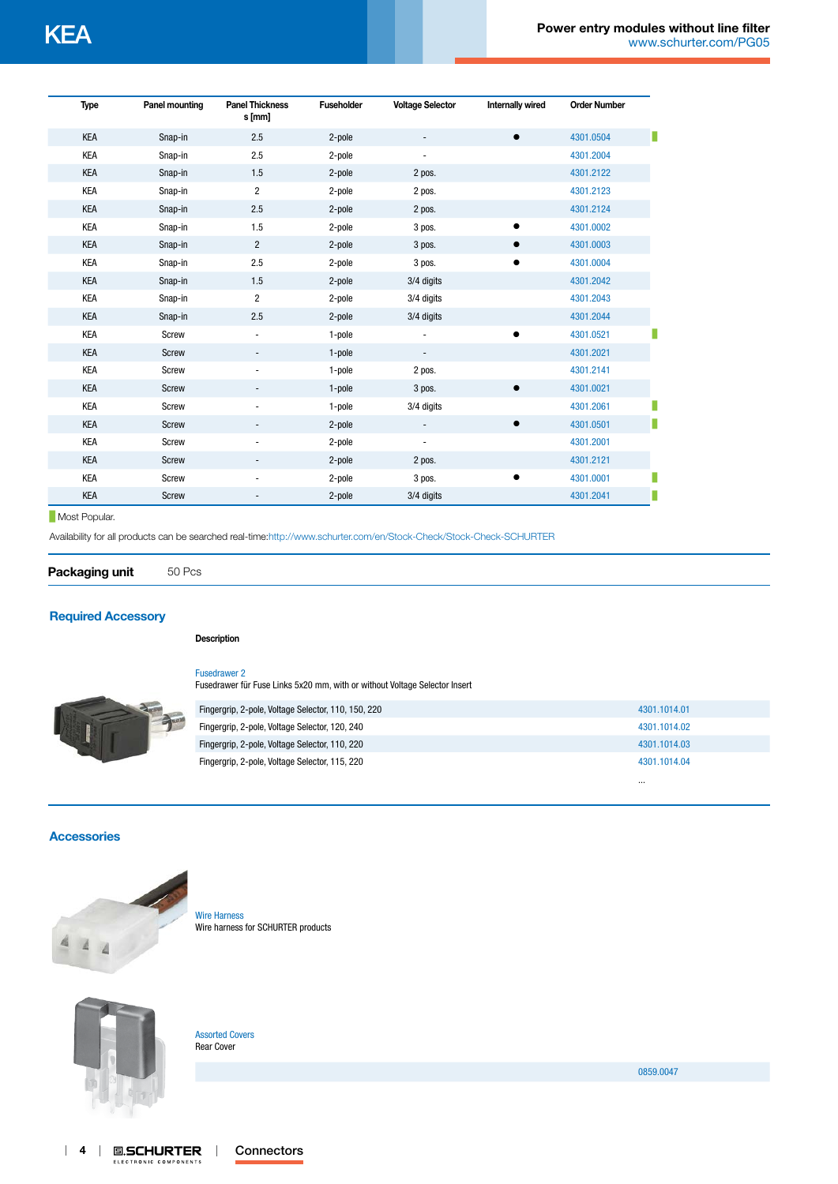| Type | Panel mounting | Panel Thickness s [mm] | Fuseholder | Voltage Selector | Internally wired | Order Number | |
|---|---|---|---|---|---|---|---|
| KEA | Snap-in | 2.5 | 2-pole | - | ● | 4301.0504 | ▌ |
| KEA | Snap-in | 2.5 | 2-pole | - | | 4301.2004 | |
| KEA | Snap-in | 1.5 | 2-pole | 2 pos. | | 4301.2122 | |
| KEA | Snap-in | 2 | 2-pole | 2 pos. | | 4301.2123 | |
| KEA | Snap-in | 2.5 | 2-pole | 2 pos. | | 4301.2124 | |
| KEA | Snap-in | 1.5 | 2-pole | 3 pos. | ● | 4301.0002 | |
| KEA | Snap-in | 2 | 2-pole | 3 pos. | ● | 4301.0003 | |
| KEA | Snap-in | 2.5 | 2-pole | 3 pos. | ● | 4301.0004 | |
| KEA | Snap-in | 1.5 | 2-pole | 3/4 digits | | 4301.2042 | |
| KEA | Snap-in | 2 | 2-pole | 3/4 digits | | 4301.2043 | |
| KEA | Snap-in | 2.5 | 2-pole | 3/4 digits | | 4301.2044 | |
| KEA | Screw | - | 1-pole | - | ● | 4301.0521 | ▌ |
| KEA | Screw | - | 1-pole | - | | 4301.2021 | |
| KEA | Screw | - | 1-pole | 2 pos. | | 4301.2141 | |
| KEA | Screw | - | 1-pole | 3 pos. | ● | 4301.0021 | |
| KEA | Screw | - | 1-pole | 3/4 digits | | 4301.2061 | ▌ |
| KEA | Screw | - | 2-pole | - | ● | 4301.0501 | ▌ |
| KEA | Screw | - | 2-pole | - | | 4301.2001 | |
| KEA | Screw | - | 2-pole | 2 pos. | | 4301.2121 | |
| KEA | Screw | - | 2-pole | 3 pos. | ● | 4301.0001 | ▌ |
| KEA | Screw | - | 2-pole | 3/4 digits | | 4301.2041 | ▌ |

▌Most Popular.

Availability for all products can be searched real-time:http://www.schurter.com/en/Stock-Check/Stock-Check-SCHURTER

**Packaging unit** 50 Pcs

## Required Accessory

**Description**

Fusedrawer 2
Fusedrawer für Fuse Links 5x20 mm, with or without Voltage Selector Insert

| | |
|---|---|
| Fingergrip, 2-pole, Voltage Selector, 110, 150, 220 | 4301.1014.01 |
| Fingergrip, 2-pole, Voltage Selector, 120, 240 | 4301.1014.02 |
| Fingergrip, 2-pole, Voltage Selector, 110, 220 | 4301.1014.03 |
| Fingergrip, 2-pole, Voltage Selector, 115, 220 | 4301.1014.04 |
| | ... |

## Accessories

Wire Harness
Wire harness for SCHURTER products

Assorted Covers
Rear Cover

| | |
|---|---|
| | 0859.0047 |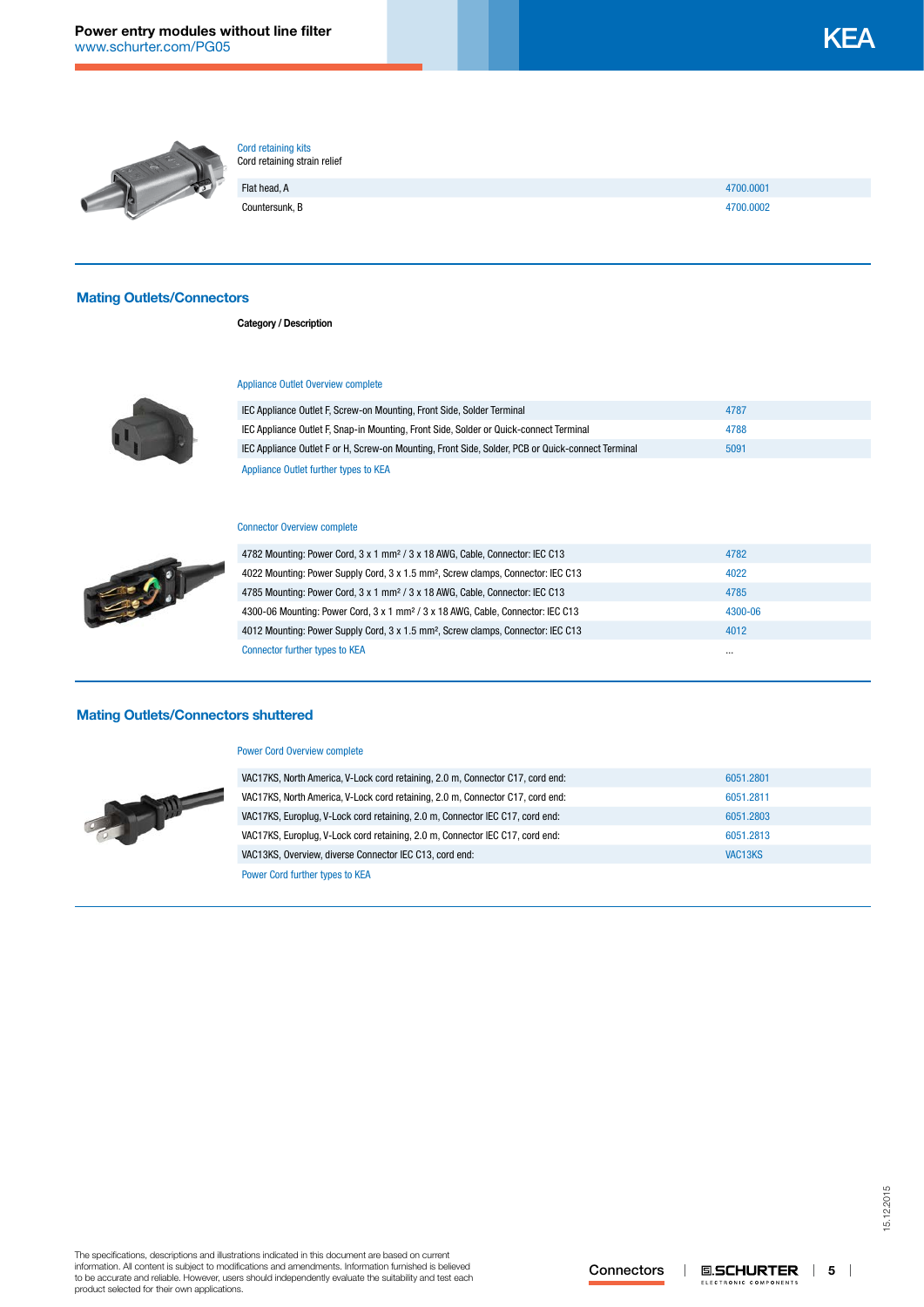Cord retaining kits

Cord retaining strain relief

| | |
|---|---|
| Flat head, A | 4700.0001 |
| Countersunk, B | 4700.0002 |

## Mating Outlets/Connectors

**Category / Description**

Appliance Outlet Overview complete

| | |
|---|---|
| IEC Appliance Outlet F, Screw-on Mounting, Front Side, Solder Terminal | 4787 |
| IEC Appliance Outlet F, Snap-in Mounting, Front Side, Solder or Quick-connect Terminal | 4788 |
| IEC Appliance Outlet F or H, Screw-on Mounting, Front Side, Solder, PCB or Quick-connect Terminal | 5091 |
| Appliance Outlet further types to KEA | |

Connector Overview complete

| | |
|---|---|
| 4782 Mounting: Power Cord, 3 x 1 mm² / 3 x 18 AWG, Cable, Connector: IEC C13 | 4782 |
| 4022 Mounting: Power Supply Cord, 3 x 1.5 mm², Screw clamps, Connector: IEC C13 | 4022 |
| 4785 Mounting: Power Cord, 3 x 1 mm² / 3 x 18 AWG, Cable, Connector: IEC C13 | 4785 |
| 4300-06 Mounting: Power Cord, 3 x 1 mm² / 3 x 18 AWG, Cable, Connector: IEC C13 | 4300-06 |
| 4012 Mounting: Power Supply Cord, 3 x 1.5 mm², Screw clamps, Connector: IEC C13 | 4012 |
| Connector further types to KEA | ... |

## Mating Outlets/Connectors shuttered

Power Cord Overview complete

| | |
|---|---|
| VAC17KS, North America, V-Lock cord retaining, 2.0 m, Connector C17, cord end: | 6051.2801 |
| VAC17KS, North America, V-Lock cord retaining, 2.0 m, Connector C17, cord end: | 6051.2811 |
| VAC17KS, Europlug, V-Lock cord retaining, 2.0 m, Connector IEC C17, cord end: | 6051.2803 |
| VAC17KS, Europlug, V-Lock cord retaining, 2.0 m, Connector IEC C17, cord end: | 6051.2813 |
| VAC13KS, Overview, diverse Connector IEC C13, cord end: | VAC13KS |
| Power Cord further types to KEA | |

The specifications, descriptions and illustrations indicated in this document are based on current information. All content is subject to modifications and amendments. Information furnished is believed to be accurate and reliable. However, users should independently evaluate the suitability and test each product selected for their own applications.